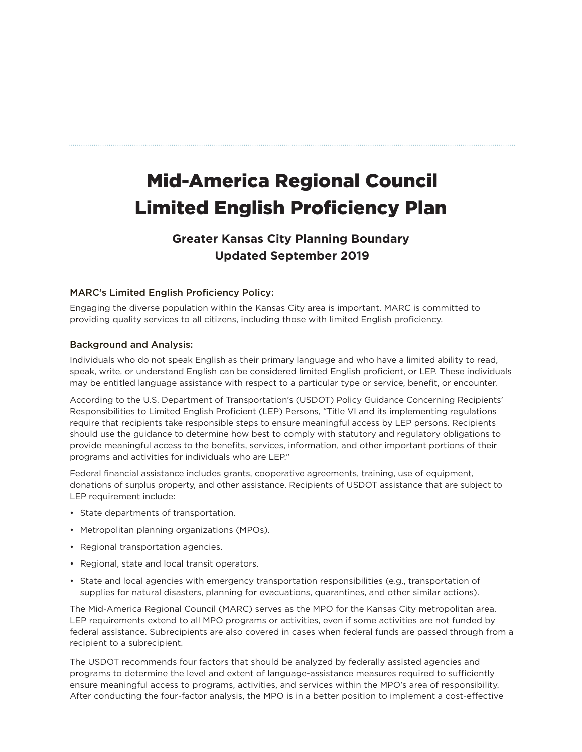# Mid-America Regional Council Limited English Proficiency Plan

## Greater Kansas City Planning Boundary Updated September 2019

### MARC's Limited English Proficiency Policy:

Engaging the diverse population within the Kansas City area is important. MARC is committed to providing quality services to all citizens, including those with limited English proficiency.

### Background and Analysis:

Individuals who do not speak English as their primary language and who have a limited ability to read, speak, write, or understand English can be considered limited English proficient, or LEP. These individuals may be entitled language assistance with respect to a particular type or service, benefit, or encounter.

According to the U.S. Department of Transportation's (USDOT) Policy Guidance Concerning Recipients' Responsibilities to Limited English Proficient (LEP) Persons, "Title VI and its implementing regulations require that recipients take responsible steps to ensure meaningful access by LEP persons. Recipients should use the guidance to determine how best to comply with statutory and regulatory obligations to provide meaningful access to the benefits, services, information, and other important portions of their programs and activities for individuals who are LEP."

Federal financial assistance includes grants, cooperative agreements, training, use of equipment, donations of surplus property, and other assistance. Recipients of USDOT assistance that are subject to LEP requirement include:

- State departments of transportation.
- Metropolitan planning organizations (MPOs).
- Regional transportation agencies.
- Regional, state and local transit operators.
- State and local agencies with emergency transportation responsibilities (e.g., transportation of supplies for natural disasters, planning for evacuations, quarantines, and other similar actions).

The Mid-America Regional Council (MARC) serves as the MPO for the Kansas City metropolitan area. LEP requirements extend to all MPO programs or activities, even if some activities are not funded by federal assistance. Subrecipients are also covered in cases when federal funds are passed through from a recipient to a subrecipient.

The USDOT recommends four factors that should be analyzed by federally assisted agencies and programs to determine the level and extent of language-assistance measures required to sufficiently ensure meaningful access to programs, activities, and services within the MPO's area of responsibility. After conducting the four-factor analysis, the MPO is in a better position to implement a cost-effective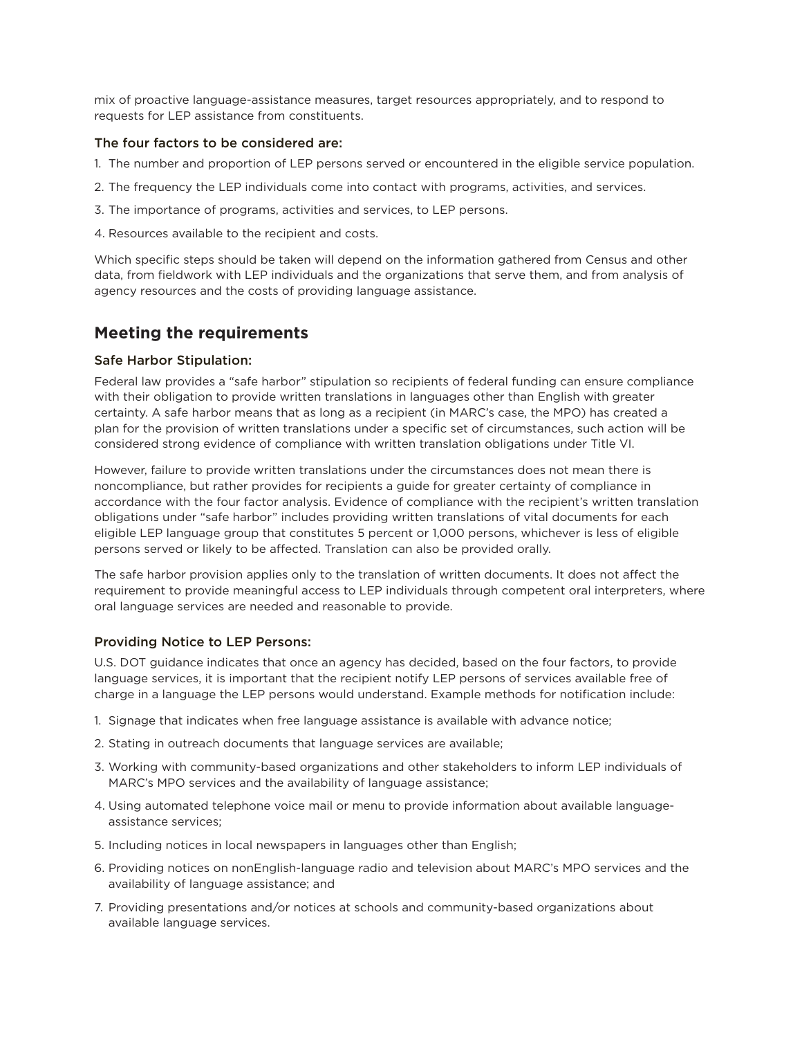mix of proactive language-assistance measures, target resources appropriately, and to respond to requests for LEP assistance from constituents.

### The four factors to be considered are:

1. The number and proportion of LEP persons served or encountered in the eligible service population.
2. The frequency the LEP individuals come into contact with programs, activities, and services.
3. The importance of programs, activities and services, to LEP persons.
4. Resources available to the recipient and costs.

Which specific steps should be taken will depend on the information gathered from Census and other data, from fieldwork with LEP individuals and the organizations that serve them, and from analysis of agency resources and the costs of providing language assistance.

## Meeting the requirements

### Safe Harbor Stipulation:

Federal law provides a "safe harbor" stipulation so recipients of federal funding can ensure compliance with their obligation to provide written translations in languages other than English with greater certainty. A safe harbor means that as long as a recipient (in MARC's case, the MPO) has created a plan for the provision of written translations under a specific set of circumstances, such action will be considered strong evidence of compliance with written translation obligations under Title VI.

However, failure to provide written translations under the circumstances does not mean there is noncompliance, but rather provides for recipients a guide for greater certainty of compliance in accordance with the four factor analysis. Evidence of compliance with the recipient's written translation obligations under "safe harbor" includes providing written translations of vital documents for each eligible LEP language group that constitutes 5 percent or 1,000 persons, whichever is less of eligible persons served or likely to be affected. Translation can also be provided orally.

The safe harbor provision applies only to the translation of written documents. It does not affect the requirement to provide meaningful access to LEP individuals through competent oral interpreters, where oral language services are needed and reasonable to provide.

### Providing Notice to LEP Persons:

U.S. DOT guidance indicates that once an agency has decided, based on the four factors, to provide language services, it is important that the recipient notify LEP persons of services available free of charge in a language the LEP persons would understand. Example methods for notification include:

1. Signage that indicates when free language assistance is available with advance notice;
2. Stating in outreach documents that language services are available;
3. Working with community-based organizations and other stakeholders to inform LEP individuals of MARC's MPO services and the availability of language assistance;
4. Using automated telephone voice mail or menu to provide information about available language-assistance services;
5. Including notices in local newspapers in languages other than English;
6. Providing notices on nonEnglish-language radio and television about MARC's MPO services and the availability of language assistance; and
7. Providing presentations and/or notices at schools and community-based organizations about available language services.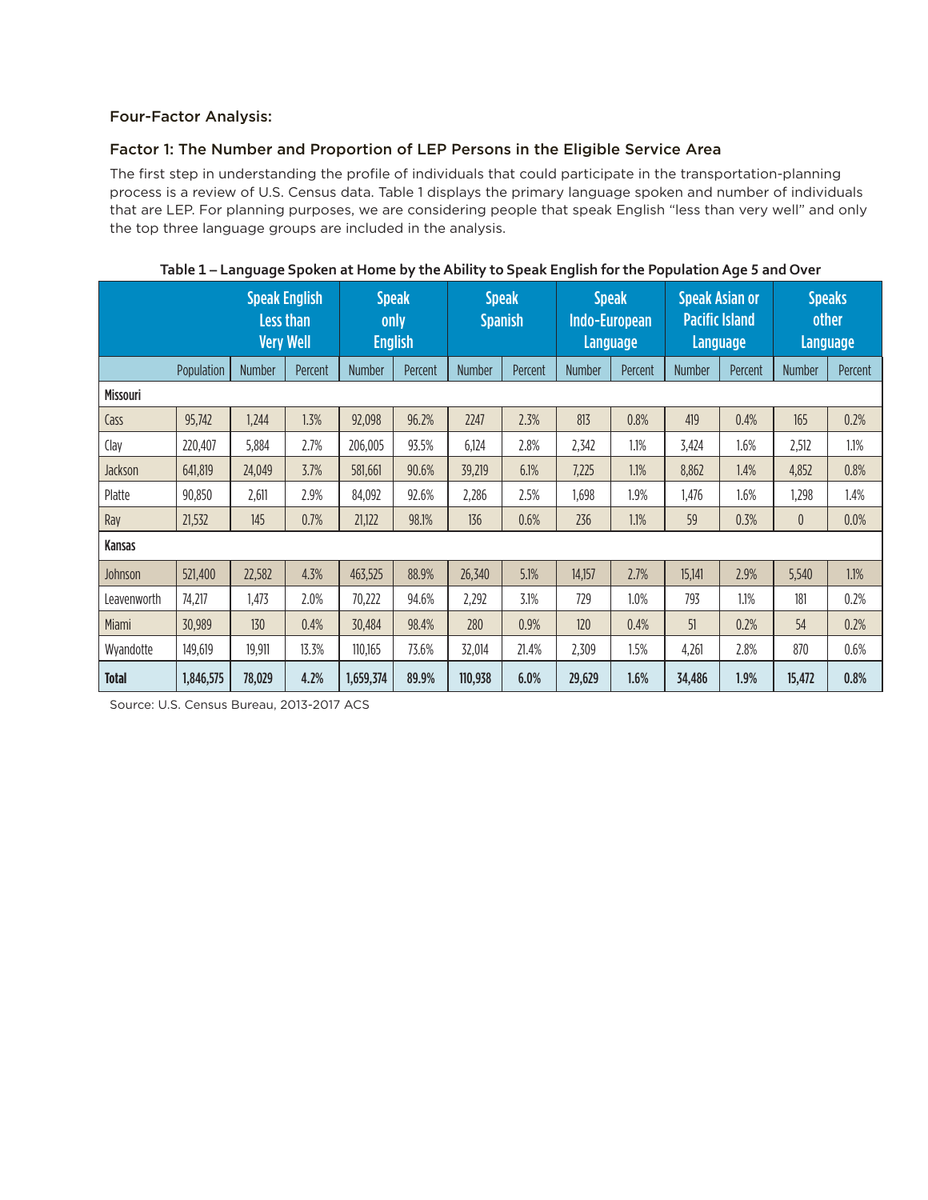### Four-Factor Analysis:

### Factor 1: The Number and Proportion of LEP Persons in the Eligible Service Area

The first step in understanding the profile of individuals that could participate in the transportation-planning process is a review of U.S. Census data. Table 1 displays the primary language spoken and number of individuals that are LEP. For planning purposes, we are considering people that speak English "less than very well" and only the top three language groups are included in the analysis.

**Table 1 – Language Spoken at Home by the Ability to Speak English for the Population Age 5 and Over**

| | | Speak English Less than Very Well | | Speak only English | | Speak Spanish | | Speak Indo-European Language | | Speak Asian or Pacific Island Language | | Speaks other Language | |
|---|---|---|---|---|---|---|---|---|---|---|---|---|---|
| | Population | Number | Percent | Number | Percent | Number | Percent | Number | Percent | Number | Percent | Number | Percent |
| **Missouri** | | | | | | | | | | | | | |
| Cass | 95,742 | 1,244 | 1.3% | 92,098 | 96.2% | 2247 | 2.3% | 813 | 0.8% | 419 | 0.4% | 165 | 0.2% |
| Clay | 220,407 | 5,884 | 2.7% | 206,005 | 93.5% | 6,124 | 2.8% | 2,342 | 1.1% | 3,424 | 1.6% | 2,512 | 1.1% |
| Jackson | 641,819 | 24,049 | 3.7% | 581,661 | 90.6% | 39,219 | 6.1% | 7,225 | 1.1% | 8,862 | 1.4% | 4,852 | 0.8% |
| Platte | 90,850 | 2,611 | 2.9% | 84,092 | 92.6% | 2,286 | 2.5% | 1,698 | 1.9% | 1,476 | 1.6% | 1,298 | 1.4% |
| Ray | 21,532 | 145 | 0.7% | 21,122 | 98.1% | 136 | 0.6% | 236 | 1.1% | 59 | 0.3% | 0 | 0.0% |
| **Kansas** | | | | | | | | | | | | | |
| Johnson | 521,400 | 22,582 | 4.3% | 463,525 | 88.9% | 26,340 | 5.1% | 14,157 | 2.7% | 15,141 | 2.9% | 5,540 | 1.1% |
| Leavenworth | 74,217 | 1,473 | 2.0% | 70,222 | 94.6% | 2,292 | 3.1% | 729 | 1.0% | 793 | 1.1% | 181 | 0.2% |
| Miami | 30,989 | 130 | 0.4% | 30,484 | 98.4% | 280 | 0.9% | 120 | 0.4% | 51 | 0.2% | 54 | 0.2% |
| Wyandotte | 149,619 | 19,911 | 13.3% | 110,165 | 73.6% | 32,014 | 21.4% | 2,309 | 1.5% | 4,261 | 2.8% | 870 | 0.6% |
| **Total** | **1,846,575** | **78,029** | **4.2%** | **1,659,374** | **89.9%** | **110,938** | **6.0%** | **29,629** | **1.6%** | **34,486** | **1.9%** | **15,472** | **0.8%** |

Source: U.S. Census Bureau, 2013-2017 ACS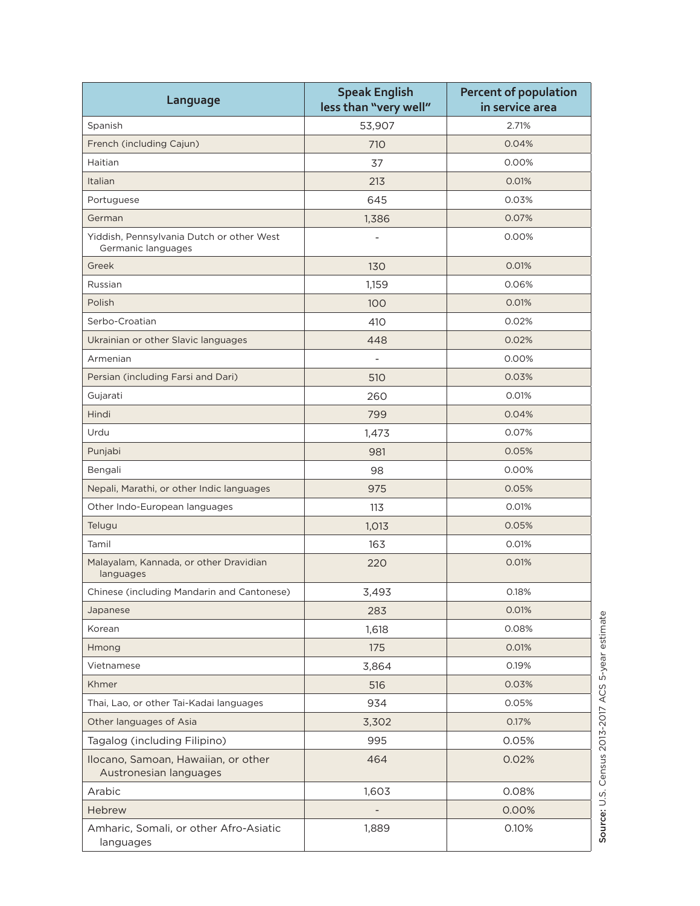| Language | Speak English less than "very well" | Percent of population in service area |
|---|---|---|
| Spanish | 53,907 | 2.71% |
| French (including Cajun) | 710 | 0.04% |
| Haitian | 37 | 0.00% |
| Italian | 213 | 0.01% |
| Portuguese | 645 | 0.03% |
| German | 1,386 | 0.07% |
| Yiddish, Pennsylvania Dutch or other West Germanic languages | - | 0.00% |
| Greek | 130 | 0.01% |
| Russian | 1,159 | 0.06% |
| Polish | 100 | 0.01% |
| Serbo-Croatian | 410 | 0.02% |
| Ukrainian or other Slavic languages | 448 | 0.02% |
| Armenian | - | 0.00% |
| Persian (including Farsi and Dari) | 510 | 0.03% |
| Gujarati | 260 | 0.01% |
| Hindi | 799 | 0.04% |
| Urdu | 1,473 | 0.07% |
| Punjabi | 981 | 0.05% |
| Bengali | 98 | 0.00% |
| Nepali, Marathi, or other Indic languages | 975 | 0.05% |
| Other Indo-European languages | 113 | 0.01% |
| Telugu | 1,013 | 0.05% |
| Tamil | 163 | 0.01% |
| Malayalam, Kannada, or other Dravidian languages | 220 | 0.01% |
| Chinese (including Mandarin and Cantonese) | 3,493 | 0.18% |
| Japanese | 283 | 0.01% |
| Korean | 1,618 | 0.08% |
| Hmong | 175 | 0.01% |
| Vietnamese | 3,864 | 0.19% |
| Khmer | 516 | 0.03% |
| Thai, Lao, or other Tai-Kadai languages | 934 | 0.05% |
| Other languages of Asia | 3,302 | 0.17% |
| Tagalog (including Filipino) | 995 | 0.05% |
| Ilocano, Samoan, Hawaiian, or other Austronesian languages | 464 | 0.02% |
| Arabic | 1,603 | 0.08% |
| Hebrew | - | 0.00% |
| Amharic, Somali, or other Afro-Asiatic languages | 1,889 | 0.10% |

**Source:** U.S. Census 2013-2017 ACS 5-year estimate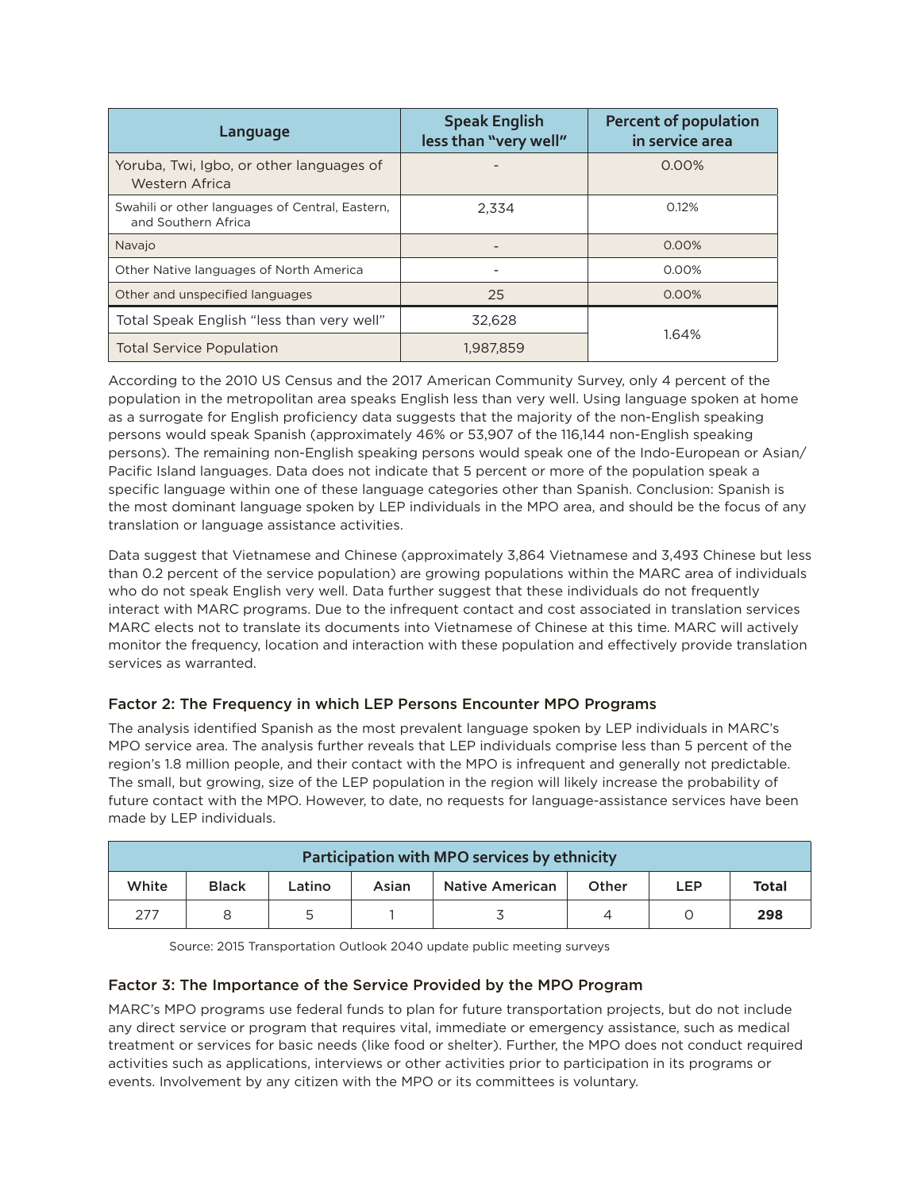| Language | Speak English less than "very well" | Percent of population in service area |
|---|---|---|
| Yoruba, Twi, Igbo, or other languages of Western Africa | - | 0.00% |
| Swahili or other languages of Central, Eastern, and Southern Africa | 2,334 | 0.12% |
| Navajo | - | 0.00% |
| Other Native languages of North America | - | 0.00% |
| Other and unspecified languages | 25 | 0.00% |
| Total Speak English "less than very well" | 32,628 | 1.64% |
| Total Service Population | 1,987,859 | |

According to the 2010 US Census and the 2017 American Community Survey, only 4 percent of the population in the metropolitan area speaks English less than very well. Using language spoken at home as a surrogate for English proficiency data suggests that the majority of the non-English speaking persons would speak Spanish (approximately 46% or 53,907 of the 116,144 non-English speaking persons). The remaining non-English speaking persons would speak one of the Indo-European or Asian/Pacific Island languages. Data does not indicate that 5 percent or more of the population speak a specific language within one of these language categories other than Spanish. Conclusion: Spanish is the most dominant language spoken by LEP individuals in the MPO area, and should be the focus of any translation or language assistance activities.

Data suggest that Vietnamese and Chinese (approximately 3,864 Vietnamese and 3,493 Chinese but less than 0.2 percent of the service population) are growing populations within the MARC area of individuals who do not speak English very well. Data further suggest that these individuals do not frequently interact with MARC programs. Due to the infrequent contact and cost associated in translation services MARC elects not to translate its documents into Vietnamese of Chinese at this time. MARC will actively monitor the frequency, location and interaction with these population and effectively provide translation services as warranted.

### Factor 2: The Frequency in which LEP Persons Encounter MPO Programs

The analysis identified Spanish as the most prevalent language spoken by LEP individuals in MARC's MPO service area. The analysis further reveals that LEP individuals comprise less than 5 percent of the region's 1.8 million people, and their contact with the MPO is infrequent and generally not predictable. The small, but growing, size of the LEP population in the region will likely increase the probability of future contact with the MPO. However, to date, no requests for language-assistance services have been made by LEP individuals.

| Participation with MPO services by ethnicity | | | | | | | |
|---|---|---|---|---|---|---|---|
| White | Black | Latino | Asian | Native American | Other | LEP | Total |
| 277 | 8 | 5 | 1 | 3 | 4 | 0 | **298** |

Source: 2015 Transportation Outlook 2040 update public meeting surveys

### Factor 3: The Importance of the Service Provided by the MPO Program

MARC's MPO programs use federal funds to plan for future transportation projects, but do not include any direct service or program that requires vital, immediate or emergency assistance, such as medical treatment or services for basic needs (like food or shelter). Further, the MPO does not conduct required activities such as applications, interviews or other activities prior to participation in its programs or events. Involvement by any citizen with the MPO or its committees is voluntary.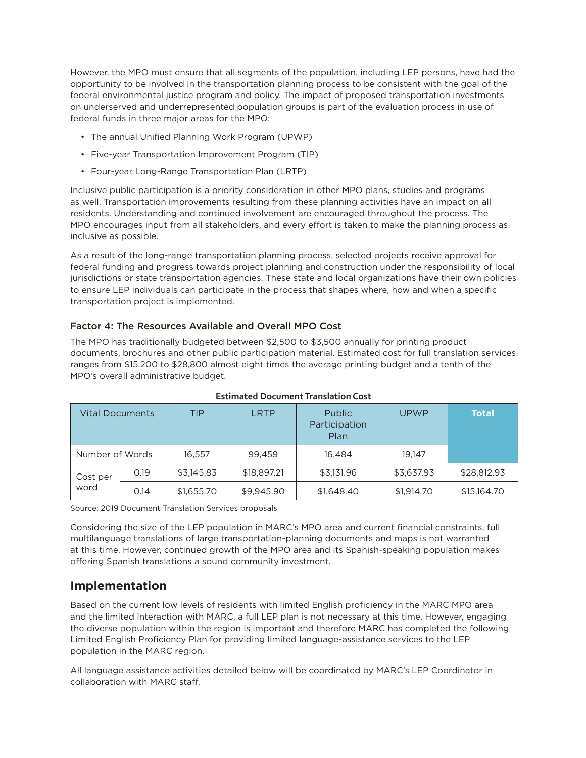However, the MPO must ensure that all segments of the population, including LEP persons, have had the opportunity to be involved in the transportation planning process to be consistent with the goal of the federal environmental justice program and policy. The impact of proposed transportation investments on underserved and underrepresented population groups is part of the evaluation process in use of federal funds in three major areas for the MPO:

- The annual Unified Planning Work Program (UPWP)
- Five-year Transportation Improvement Program (TIP)
- Four-year Long-Range Transportation Plan (LRTP)

Inclusive public participation is a priority consideration in other MPO plans, studies and programs as well. Transportation improvements resulting from these planning activities have an impact on all residents. Understanding and continued involvement are encouraged throughout the process. The MPO encourages input from all stakeholders, and every effort is taken to make the planning process as inclusive as possible.

As a result of the long-range transportation planning process, selected projects receive approval for federal funding and progress towards project planning and construction under the responsibility of local jurisdictions or state transportation agencies. These state and local organizations have their own policies to ensure LEP individuals can participate in the process that shapes where, how and when a specific transportation project is implemented.

### Factor 4: The Resources Available and Overall MPO Cost

The MPO has traditionally budgeted between $2,500 to $3,500 annually for printing product documents, brochures and other public participation material. Estimated cost for full translation services ranges from $15,200 to $28,800 almost eight times the average printing budget and a tenth of the MPO's overall administrative budget.

**Estimated Document Translation Cost**

| Vital Documents | | TIP | LRTP | Public Participation Plan | UPWP | **Total** |
|---|---|---|---|---|---|---|
| Number of Words | | 16,557 | 99,459 | 16,484 | 19,147 | |
| Cost per word | 0.19 | $3,145.83 | $18,897.21 | $3,131.96 | $3,637.93 | $28,812.93 |
| | 0.14 | $1,655.70 | $9,945.90 | $1,648.40 | $1,914.70 | $15,164.70 |

Source: 2019 Document Translation Services proposals

Considering the size of the LEP population in MARC's MPO area and current financial constraints, full multilanguage translations of large transportation-planning documents and maps is not warranted at this time. However, continued growth of the MPO area and its Spanish-speaking population makes offering Spanish translations a sound community investment.

## Implementation

Based on the current low levels of residents with limited English proficiency in the MARC MPO area and the limited interaction with MARC, a full LEP plan is not necessary at this time. However, engaging the diverse population within the region is important and therefore MARC has completed the following Limited English Proficiency Plan for providing limited language-assistance services to the LEP population in the MARC region.

All language assistance activities detailed below will be coordinated by MARC's LEP Coordinator in collaboration with MARC staff.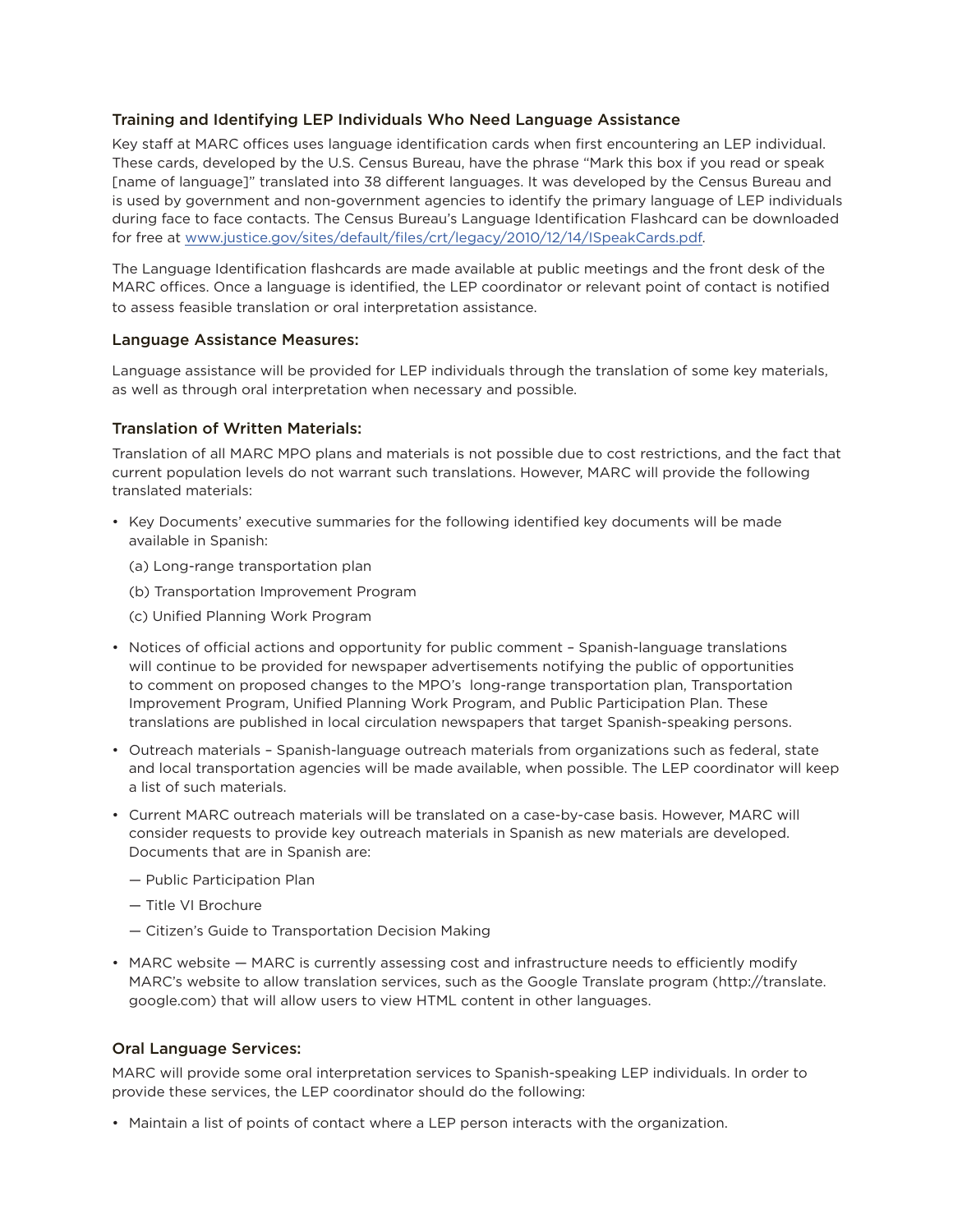### Training and Identifying LEP Individuals Who Need Language Assistance

Key staff at MARC offices uses language identification cards when first encountering an LEP individual. These cards, developed by the U.S. Census Bureau, have the phrase "Mark this box if you read or speak [name of language]" translated into 38 different languages. It was developed by the Census Bureau and is used by government and non-government agencies to identify the primary language of LEP individuals during face to face contacts. The Census Bureau's Language Identification Flashcard can be downloaded for free at www.justice.gov/sites/default/files/crt/legacy/2010/12/14/ISpeakCards.pdf.

The Language Identification flashcards are made available at public meetings and the front desk of the MARC offices. Once a language is identified, the LEP coordinator or relevant point of contact is notified to assess feasible translation or oral interpretation assistance.

### Language Assistance Measures:

Language assistance will be provided for LEP individuals through the translation of some key materials, as well as through oral interpretation when necessary and possible.

### Translation of Written Materials:

Translation of all MARC MPO plans and materials is not possible due to cost restrictions, and the fact that current population levels do not warrant such translations. However, MARC will provide the following translated materials:

- Key Documents' executive summaries for the following identified key documents will be made available in Spanish:
  - (a) Long-range transportation plan
  - (b) Transportation Improvement Program
  - (c) Unified Planning Work Program
- Notices of official actions and opportunity for public comment – Spanish-language translations will continue to be provided for newspaper advertisements notifying the public of opportunities to comment on proposed changes to the MPO's long-range transportation plan, Transportation Improvement Program, Unified Planning Work Program, and Public Participation Plan. These translations are published in local circulation newspapers that target Spanish-speaking persons.
- Outreach materials – Spanish-language outreach materials from organizations such as federal, state and local transportation agencies will be made available, when possible. The LEP coordinator will keep a list of such materials.
- Current MARC outreach materials will be translated on a case-by-case basis. However, MARC will consider requests to provide key outreach materials in Spanish as new materials are developed. Documents that are in Spanish are:
  - — Public Participation Plan
  - — Title VI Brochure
  - — Citizen's Guide to Transportation Decision Making
- MARC website — MARC is currently assessing cost and infrastructure needs to efficiently modify MARC's website to allow translation services, such as the Google Translate program (http://translate.google.com) that will allow users to view HTML content in other languages.

### Oral Language Services:

MARC will provide some oral interpretation services to Spanish-speaking LEP individuals. In order to provide these services, the LEP coordinator should do the following:

- Maintain a list of points of contact where a LEP person interacts with the organization.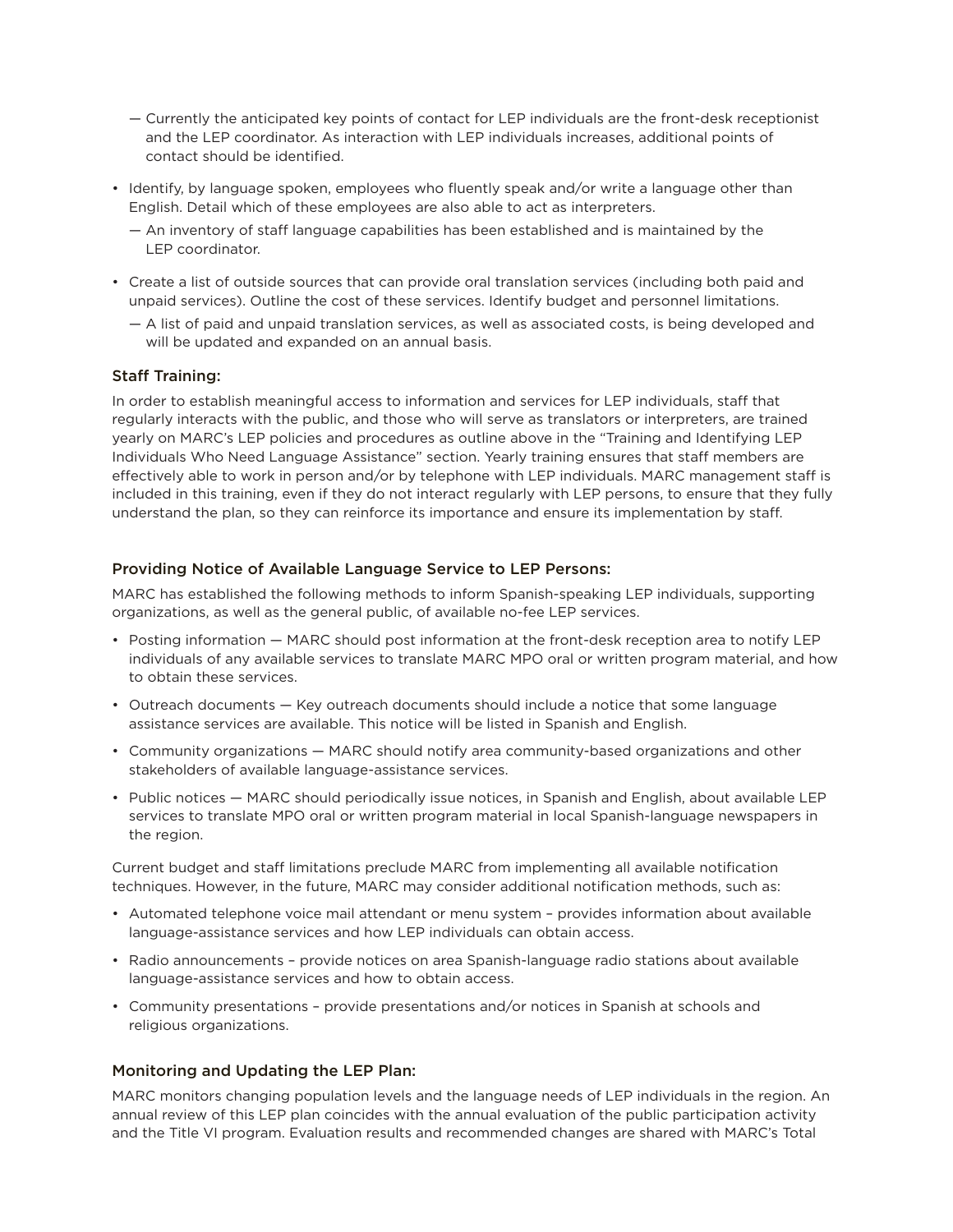- Currently the anticipated key points of contact for LEP individuals are the front-desk receptionist and the LEP coordinator. As interaction with LEP individuals increases, additional points of contact should be identified.

- Identify, by language spoken, employees who fluently speak and/or write a language other than English. Detail which of these employees are also able to act as interpreters.
  - An inventory of staff language capabilities has been established and is maintained by the LEP coordinator.

- Create a list of outside sources that can provide oral translation services (including both paid and unpaid services). Outline the cost of these services. Identify budget and personnel limitations.
  - A list of paid and unpaid translation services, as well as associated costs, is being developed and will be updated and expanded on an annual basis.

### Staff Training:

In order to establish meaningful access to information and services for LEP individuals, staff that regularly interacts with the public, and those who will serve as translators or interpreters, are trained yearly on MARC's LEP policies and procedures as outline above in the "Training and Identifying LEP Individuals Who Need Language Assistance" section. Yearly training ensures that staff members are effectively able to work in person and/or by telephone with LEP individuals. MARC management staff is included in this training, even if they do not interact regularly with LEP persons, to ensure that they fully understand the plan, so they can reinforce its importance and ensure its implementation by staff.

### Providing Notice of Available Language Service to LEP Persons:

MARC has established the following methods to inform Spanish-speaking LEP individuals, supporting organizations, as well as the general public, of available no-fee LEP services.

- Posting information — MARC should post information at the front-desk reception area to notify LEP individuals of any available services to translate MARC MPO oral or written program material, and how to obtain these services.
- Outreach documents — Key outreach documents should include a notice that some language assistance services are available. This notice will be listed in Spanish and English.
- Community organizations — MARC should notify area community-based organizations and other stakeholders of available language-assistance services.
- Public notices — MARC should periodically issue notices, in Spanish and English, about available LEP services to translate MPO oral or written program material in local Spanish-language newspapers in the region.

Current budget and staff limitations preclude MARC from implementing all available notification techniques. However, in the future, MARC may consider additional notification methods, such as:

- Automated telephone voice mail attendant or menu system – provides information about available language-assistance services and how LEP individuals can obtain access.
- Radio announcements – provide notices on area Spanish-language radio stations about available language-assistance services and how to obtain access.
- Community presentations – provide presentations and/or notices in Spanish at schools and religious organizations.

### Monitoring and Updating the LEP Plan:

MARC monitors changing population levels and the language needs of LEP individuals in the region. An annual review of this LEP plan coincides with the annual evaluation of the public participation activity and the Title VI program. Evaluation results and recommended changes are shared with MARC's Total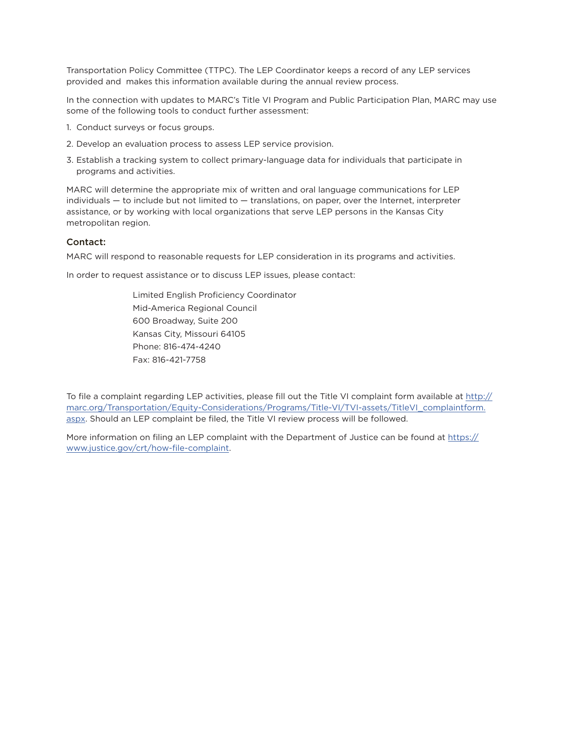Transportation Policy Committee (TTPC). The LEP Coordinator keeps a record of any LEP services provided and makes this information available during the annual review process.

In the connection with updates to MARC's Title VI Program and Public Participation Plan, MARC may use some of the following tools to conduct further assessment:

1. Conduct surveys or focus groups.
2. Develop an evaluation process to assess LEP service provision.
3. Establish a tracking system to collect primary-language data for individuals that participate in programs and activities.

MARC will determine the appropriate mix of written and oral language communications for LEP individuals — to include but not limited to — translations, on paper, over the Internet, interpreter assistance, or by working with local organizations that serve LEP persons in the Kansas City metropolitan region.

### Contact:

MARC will respond to reasonable requests for LEP consideration in its programs and activities.

In order to request assistance or to discuss LEP issues, please contact:

Limited English Proficiency Coordinator  
Mid-America Regional Council  
600 Broadway, Suite 200  
Kansas City, Missouri 64105  
Phone: 816-474-4240  
Fax: 816-421-7758

To file a complaint regarding LEP activities, please fill out the Title VI complaint form available at http://marc.org/Transportation/Equity-Considerations/Programs/Title-VI/TVI-assets/TitleVI_complaintform.aspx. Should an LEP complaint be filed, the Title VI review process will be followed.

More information on filing an LEP complaint with the Department of Justice can be found at https://www.justice.gov/crt/how-file-complaint.